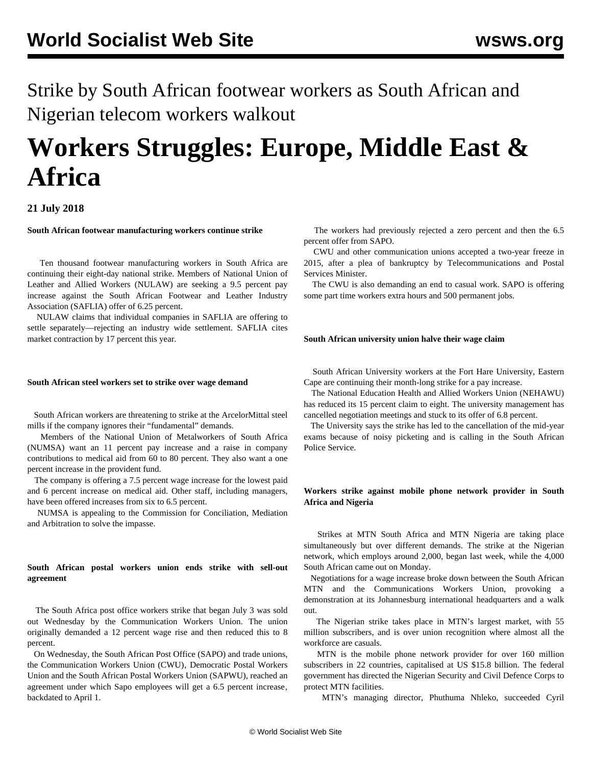# Strike by South African footwear workers as South African and Nigerian telecom workers walkout

# Workers Struggles: Europe, Middle East & Africa

**21 July 2018**

**South African footwear manufacturing workers continue strike**

Ten thousand footwear manufacturing workers in South Africa are continuing their eight-day national strike. Members of National Union of Leather and Allied Workers (NULAW) are seeking a 9.5 percent pay increase against the South African Footwear and Leather Industry Association (SAFLIA) offer of 6.25 percent.

NULAW claims that individual companies in SAFLIA are offering to settle separately—rejecting an industry wide settlement. SAFLIA cites market contraction by 17 percent this year.

**South African steel workers set to strike over wage demand**

South African workers are threatening to strike at the ArcelorMittal steel mills if the company ignores their "fundamental" demands.

Members of the National Union of Metalworkers of South Africa (NUMSA) want an 11 percent pay increase and a raise in company contributions to medical aid from 60 to 80 percent. They also want a one percent increase in the provident fund.

The company is offering a 7.5 percent wage increase for the lowest paid and 6 percent increase on medical aid. Other staff, including managers, have been offered increases from six to 6.5 percent.

NUMSA is appealing to the Commission for Conciliation, Mediation and Arbitration to solve the impasse.

**South African postal workers union ends strike with sell-out agreement**

The South Africa post office workers strike that began July 3 was sold out Wednesday by the Communication Workers Union. The union originally demanded a 12 percent wage rise and then reduced this to 8 percent.

On Wednesday, the South African Post Office (SAPO) and trade unions, the Communication Workers Union (CWU), Democratic Postal Workers Union and the South African Postal Workers Union (SAPWU), reached an agreement under which Sapo employees will get a 6.5 percent increase, backdated to April 1.

The workers had previously rejected a zero percent and then the 6.5 percent offer from SAPO.

CWU and other communication unions accepted a two-year freeze in 2015, after a plea of bankruptcy by Telecommunications and Postal Services Minister.

The CWU is also demanding an end to casual work. SAPO is offering some part time workers extra hours and 500 permanent jobs.

**South African university union halve their wage claim**

South African University workers at the Fort Hare University, Eastern Cape are continuing their month-long strike for a pay increase.

The National Education Health and Allied Workers Union (NEHAWU) has reduced its 15 percent claim to eight. The university management has cancelled negotiation meetings and stuck to its offer of 6.8 percent.

The University says the strike has led to the cancellation of the mid-year exams because of noisy picketing and is calling in the South African Police Service.

**Workers strike against mobile phone network provider in South Africa and Nigeria**

Strikes at MTN South Africa and MTN Nigeria are taking place simultaneously but over different demands. The strike at the Nigerian network, which employs around 2,000, began last week, while the 4,000 South African came out on Monday.

Negotiations for a wage increase broke down between the South African MTN and the Communications Workers Union, provoking a demonstration at its Johannesburg international headquarters and a walk out.

The Nigerian strike takes place in MTN's largest market, with 55 million subscribers, and is over union recognition where almost all the workforce are casuals.

MTN is the mobile phone network provider for over 160 million subscribers in 22 countries, capitalised at US $15.8 billion. The federal government has directed the Nigerian Security and Civil Defence Corps to protect MTN facilities.

MTN's managing director, Phuthuma Nhleko, succeeded Cyril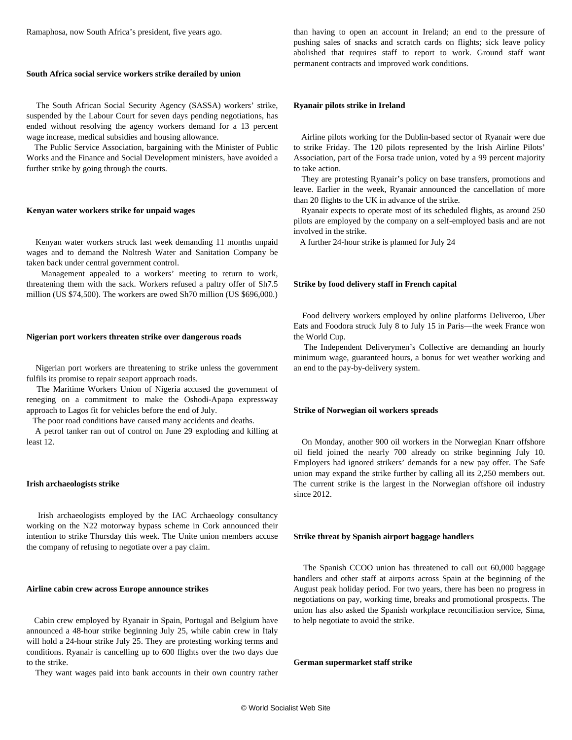Ramaphosa, now South Africa's president, five years ago.

### South Africa social service workers strike derailed by union

The South African Social Security Agency (SASSA) workers' strike, suspended by the Labour Court for seven days pending negotiations, has ended without resolving the agency workers demand for a 13 percent wage increase, medical subsidies and housing allowance.

The Public Service Association, bargaining with the Minister of Public Works and the Finance and Social Development ministers, have avoided a further strike by going through the courts.

### Kenyan water workers strike for unpaid wages

Kenyan water workers struck last week demanding 11 months unpaid wages and to demand the Noltresh Water and Sanitation Company be taken back under central government control.

Management appealed to a workers' meeting to return to work, threatening them with the sack. Workers refused a paltry offer of Sh7.5 million (US $74,500). The workers are owed Sh70 million (US $696,000.)

### Nigerian port workers threaten strike over dangerous roads

Nigerian port workers are threatening to strike unless the government fulfils its promise to repair seaport approach roads.

The Maritime Workers Union of Nigeria accused the government of reneging on a commitment to make the Oshodi-Apapa expressway approach to Lagos fit for vehicles before the end of July.

The poor road conditions have caused many accidents and deaths.

A petrol tanker ran out of control on June 29 exploding and killing at least 12.

### Irish archaeologists strike

Irish archaeologists employed by the IAC Archaeology consultancy working on the N22 motorway bypass scheme in Cork announced their intention to strike Thursday this week. The Unite union members accuse the company of refusing to negotiate over a pay claim.

### Airline cabin crew across Europe announce strikes

Cabin crew employed by Ryanair in Spain, Portugal and Belgium have announced a 48-hour strike beginning July 25, while cabin crew in Italy will hold a 24-hour strike July 25. They are protesting working terms and conditions. Ryanair is cancelling up to 600 flights over the two days due to the strike.

They want wages paid into bank accounts in their own country rather than having to open an account in Ireland; an end to the pressure of pushing sales of snacks and scratch cards on flights; sick leave policy abolished that requires staff to report to work. Ground staff want permanent contracts and improved work conditions.

### Ryanair pilots strike in Ireland

Airline pilots working for the Dublin-based sector of Ryanair were due to strike Friday. The 120 pilots represented by the Irish Airline Pilots' Association, part of the Forsa trade union, voted by a 99 percent majority to take action.

They are protesting Ryanair's policy on base transfers, promotions and leave. Earlier in the week, Ryanair announced the cancellation of more than 20 flights to the UK in advance of the strike.

Ryanair expects to operate most of its scheduled flights, as around 250 pilots are employed by the company on a self-employed basis and are not involved in the strike.

A further 24-hour strike is planned for July 24

### Strike by food delivery staff in French capital

Food delivery workers employed by online platforms Deliveroo, Uber Eats and Foodora struck July 8 to July 15 in Paris—the week France won the World Cup.

The Independent Deliverymen's Collective are demanding an hourly minimum wage, guaranteed hours, a bonus for wet weather working and an end to the pay-by-delivery system.

### Strike of Norwegian oil workers spreads

On Monday, another 900 oil workers in the Norwegian Knarr offshore oil field joined the nearly 700 already on strike beginning July 10. Employers had ignored strikers' demands for a new pay offer. The Safe union may expand the strike further by calling all its 2,250 members out. The current strike is the largest in the Norwegian offshore oil industry since 2012.

### Strike threat by Spanish airport baggage handlers

The Spanish CCOO union has threatened to call out 60,000 baggage handlers and other staff at airports across Spain at the beginning of the August peak holiday period. For two years, there has been no progress in negotiations on pay, working time, breaks and promotional prospects. The union has also asked the Spanish workplace reconciliation service, Sima, to help negotiate to avoid the strike.

### German supermarket staff strike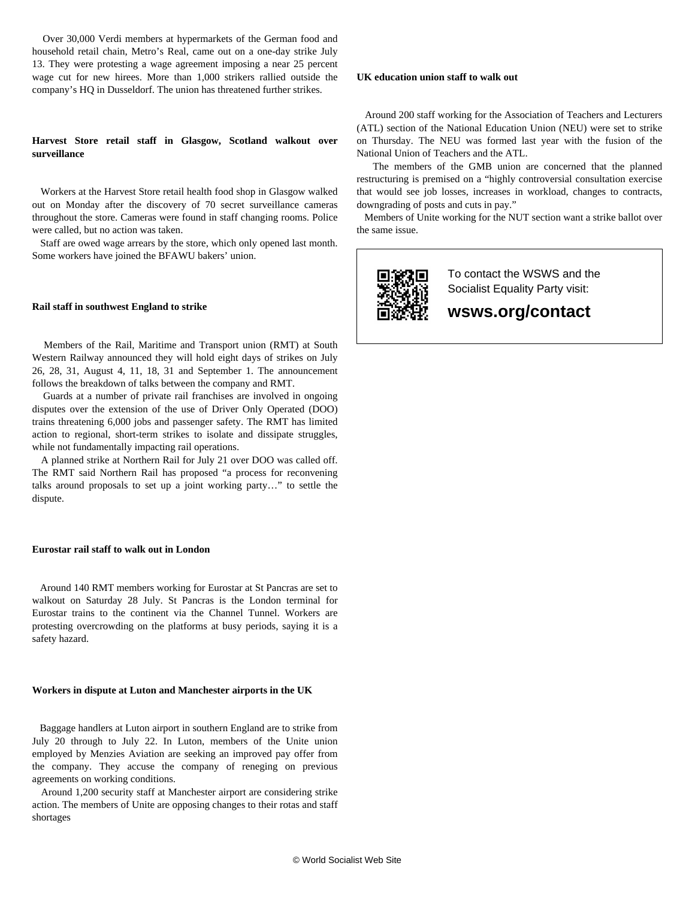Over 30,000 Verdi members at hypermarkets of the German food and household retail chain, Metro's Real, came out on a one-day strike July 13. They were protesting a wage agreement imposing a near 25 percent wage cut for new hirees. More than 1,000 strikers rallied outside the company's HQ in Dusseldorf. The union has threatened further strikes.

**Harvest Store retail staff in Glasgow, Scotland walkout over surveillance**

Workers at the Harvest Store retail health food shop in Glasgow walked out on Monday after the discovery of 70 secret surveillance cameras throughout the store. Cameras were found in staff changing rooms. Police were called, but no action was taken.

Staff are owed wage arrears by the store, which only opened last month. Some workers have joined the BFAWU bakers' union.

**Rail staff in southwest England to strike**

Members of the Rail, Maritime and Transport union (RMT) at South Western Railway announced they will hold eight days of strikes on July 26, 28, 31, August 4, 11, 18, 31 and September 1. The announcement follows the breakdown of talks between the company and RMT.

Guards at a number of private rail franchises are involved in ongoing disputes over the extension of the use of Driver Only Operated (DOO) trains threatening 6,000 jobs and passenger safety. The RMT has limited action to regional, short-term strikes to isolate and dissipate struggles, while not fundamentally impacting rail operations.

A planned strike at Northern Rail for July 21 over DOO was called off. The RMT said Northern Rail has proposed "a process for reconvening talks around proposals to set up a joint working party…" to settle the dispute.

**Eurostar rail staff to walk out in London**

Around 140 RMT members working for Eurostar at St Pancras are set to walkout on Saturday 28 July. St Pancras is the London terminal for Eurostar trains to the continent via the Channel Tunnel. Workers are protesting overcrowding on the platforms at busy periods, saying it is a safety hazard.

**Workers in dispute at Luton and Manchester airports in the UK**

Baggage handlers at Luton airport in southern England are to strike from July 20 through to July 22. In Luton, members of the Unite union employed by Menzies Aviation are seeking an improved pay offer from the company. They accuse the company of reneging on previous agreements on working conditions.

Around 1,200 security staff at Manchester airport are considering strike action. The members of Unite are opposing changes to their rotas and staff shortages

**UK education union staff to walk out**

Around 200 staff working for the Association of Teachers and Lecturers (ATL) section of the National Education Union (NEU) were set to strike on Thursday. The NEU was formed last year with the fusion of the National Union of Teachers and the ATL.

The members of the GMB union are concerned that the planned restructuring is premised on a "highly controversial consultation exercise that would see job losses, increases in workload, changes to contracts, downgrading of posts and cuts in pay."

Members of Unite working for the NUT section want a strike ballot over the same issue.

To contact the WSWS and the Socialist Equality Party visit:

**wsws.org/contact**